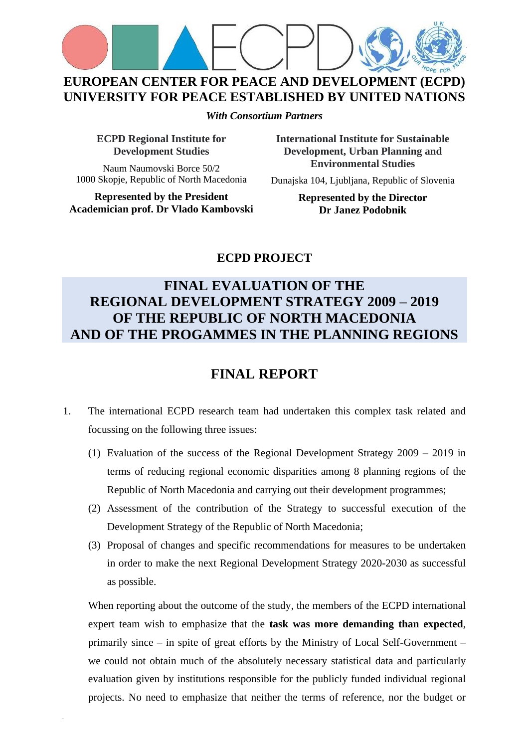# EUROPEAN CENTER FOR PEACE AND DEVELOPMENT (ECPD) UNIVERSITY FOR PEACE ESTABLISHED BY UNITED NATIONS

***With Consortium Partners***

**ECPD Regional Institute for Development Studies**

Naum Naumovski Borce 50/2
1000 Skopje, Republic of North Macedonia

**Represented by the President**
**Academician prof. Dr Vlado Kambovski**

**International Institute for Sustainable Development, Urban Planning and Environmental Studies**

Dunajska 104, Ljubljana, Republic of Slovenia

**Represented by the Director**
**Dr Janez Podobnik**

## ECPD PROJECT

# FINAL EVALUATION OF THE REGIONAL DEVELOPMENT STRATEGY 2009 – 2019 OF THE REPUBLIC OF NORTH MACEDONIA AND OF THE PROGAMMES IN THE PLANNING REGIONS

## FINAL REPORT

1. The international ECPD research team had undertaken this complex task related and focussing on the following three issues:

   (1) Evaluation of the success of the Regional Development Strategy 2009 – 2019 in terms of reducing regional economic disparities among 8 planning regions of the Republic of North Macedonia and carrying out their development programmes;

   (2) Assessment of the contribution of the Strategy to successful execution of the Development Strategy of the Republic of North Macedonia;

   (3) Proposal of changes and specific recommendations for measures to be undertaken in order to make the next Regional Development Strategy 2020-2030 as successful as possible.

   When reporting about the outcome of the study, the members of the ECPD international expert team wish to emphasize that the **task was more demanding than expected**, primarily since – in spite of great efforts by the Ministry of Local Self-Government – we could not obtain much of the absolutely necessary statistical data and particularly evaluation given by institutions responsible for the publicly funded individual regional projects. No need to emphasize that neither the terms of reference, nor the budget or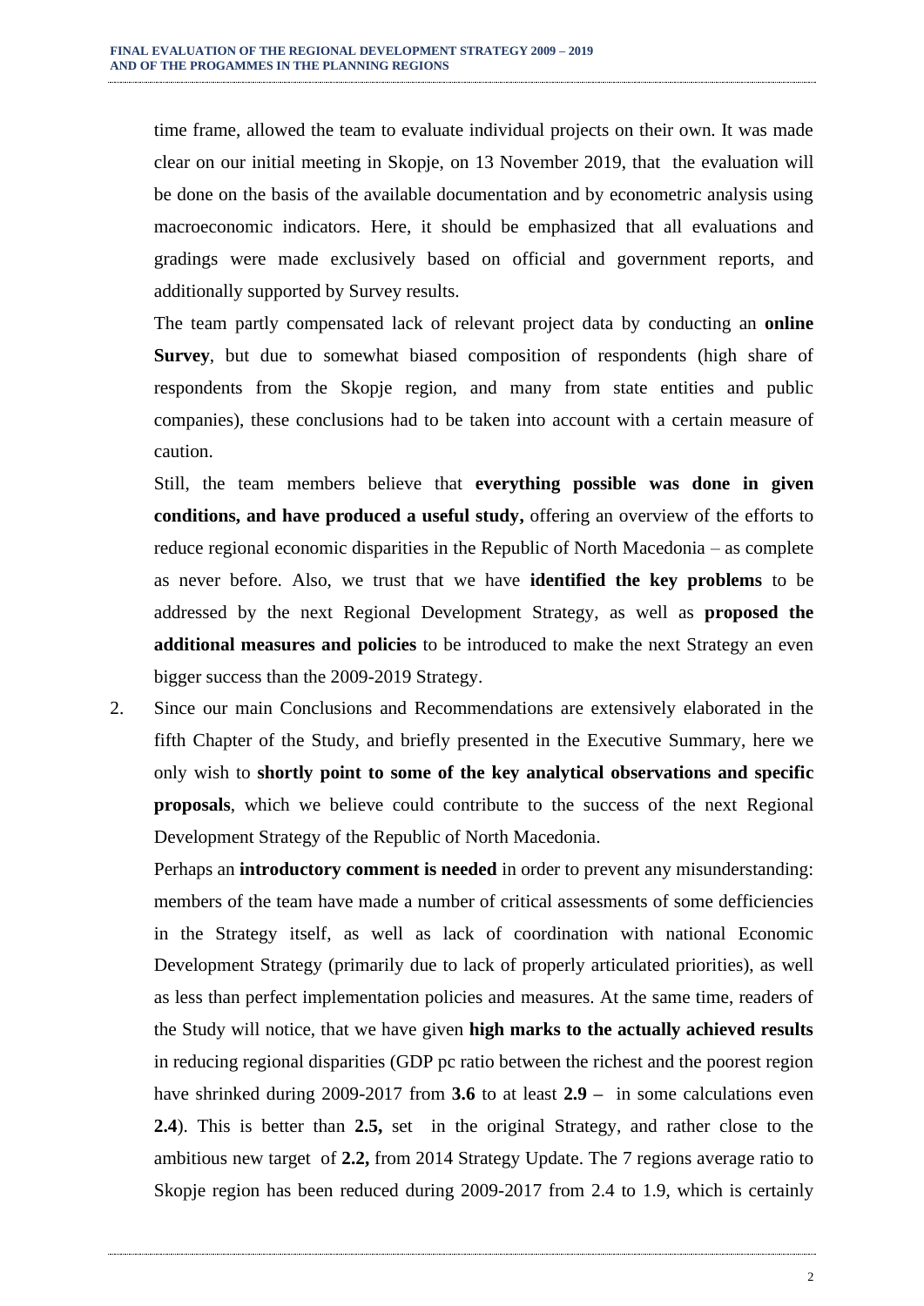time frame, allowed the team to evaluate individual projects on their own. It was made clear on our initial meeting in Skopje, on 13 November 2019, that the evaluation will be done on the basis of the available documentation and by econometric analysis using macroeconomic indicators. Here, it should be emphasized that all evaluations and gradings were made exclusively based on official and government reports, and additionally supported by Survey results.

The team partly compensated lack of relevant project data by conducting an **online Survey**, but due to somewhat biased composition of respondents (high share of respondents from the Skopje region, and many from state entities and public companies), these conclusions had to be taken into account with a certain measure of caution.

Still, the team members believe that **everything possible was done in given conditions, and have produced a useful study,** offering an overview of the efforts to reduce regional economic disparities in the Republic of North Macedonia – as complete as never before. Also, we trust that we have **identified the key problems** to be addressed by the next Regional Development Strategy, as well as **proposed the additional measures and policies** to be introduced to make the next Strategy an even bigger success than the 2009-2019 Strategy.

2. Since our main Conclusions and Recommendations are extensively elaborated in the fifth Chapter of the Study, and briefly presented in the Executive Summary, here we only wish to **shortly point to some of the key analytical observations and specific proposals**, which we believe could contribute to the success of the next Regional Development Strategy of the Republic of North Macedonia.

   Perhaps an **introductory comment is needed** in order to prevent any misunderstanding: members of the team have made a number of critical assessments of some defficiencies in the Strategy itself, as well as lack of coordination with national Economic Development Strategy (primarily due to lack of properly articulated priorities), as well as less than perfect implementation policies and measures. At the same time, readers of the Study will notice, that we have given **high marks to the actually achieved results** in reducing regional disparities (GDP pc ratio between the richest and the poorest region have shrinked during 2009-2017 from **3.6** to at least **2.9** – in some calculations even **2.4**). This is better than **2.5,** set in the original Strategy, and rather close to the ambitious new target of **2.2,** from 2014 Strategy Update. The 7 regions average ratio to Skopje region has been reduced during 2009-2017 from 2.4 to 1.9, which is certainly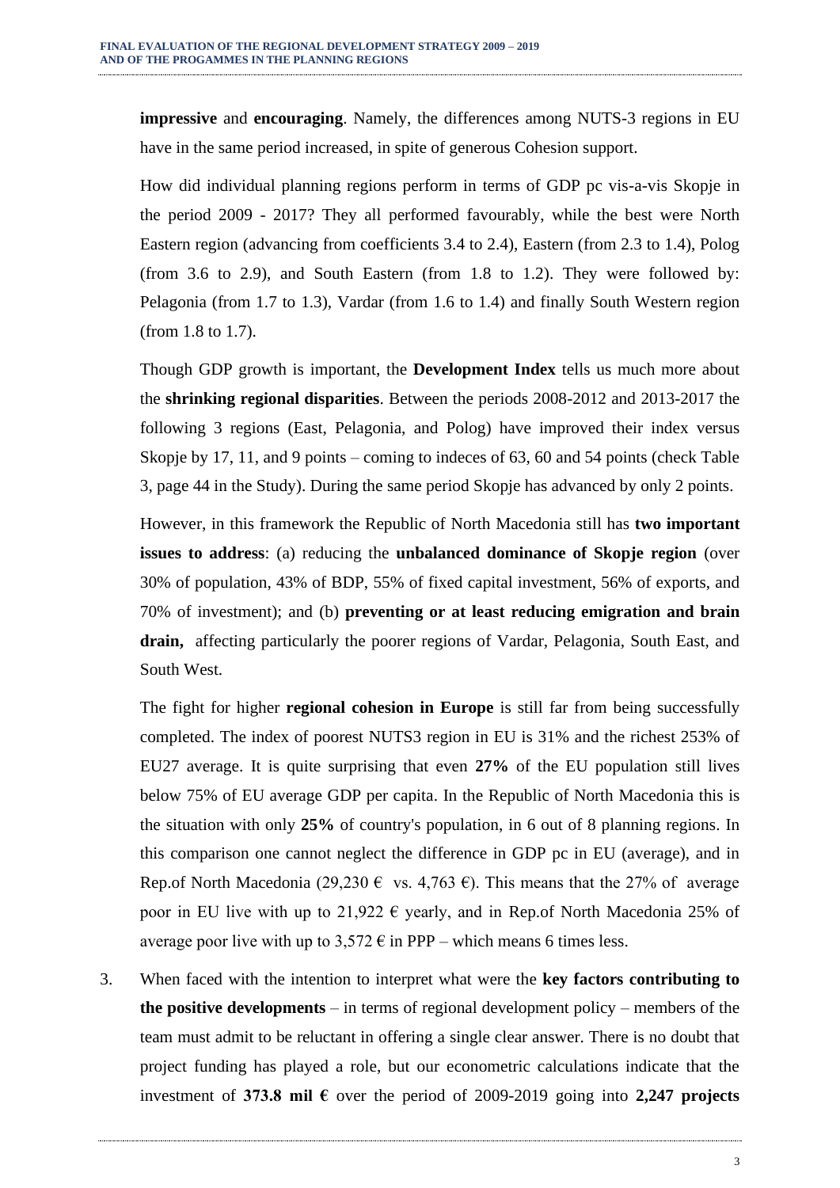**impressive** and **encouraging**. Namely, the differences among NUTS-3 regions in EU have in the same period increased, in spite of generous Cohesion support.

How did individual planning regions perform in terms of GDP pc vis-a-vis Skopje in the period 2009 - 2017? They all performed favourably, while the best were North Eastern region (advancing from coefficients 3.4 to 2.4), Eastern (from 2.3 to 1.4), Polog (from 3.6 to 2.9), and South Eastern (from 1.8 to 1.2). They were followed by: Pelagonia (from 1.7 to 1.3), Vardar (from 1.6 to 1.4) and finally South Western region (from 1.8 to 1.7).

Though GDP growth is important, the **Development Index** tells us much more about the **shrinking regional disparities**. Between the periods 2008-2012 and 2013-2017 the following 3 regions (East, Pelagonia, and Polog) have improved their index versus Skopje by 17, 11, and 9 points – coming to indeces of 63, 60 and 54 points (check Table 3, page 44 in the Study). During the same period Skopje has advanced by only 2 points.

However, in this framework the Republic of North Macedonia still has **two important issues to address**: (a) reducing the **unbalanced dominance of Skopje region** (over 30% of population, 43% of BDP, 55% of fixed capital investment, 56% of exports, and 70% of investment); and (b) **preventing or at least reducing emigration and brain drain,** affecting particularly the poorer regions of Vardar, Pelagonia, South East, and South West.

The fight for higher **regional cohesion in Europe** is still far from being successfully completed. The index of poorest NUTS3 region in EU is 31% and the richest 253% of EU27 average. It is quite surprising that even **27%** of the EU population still lives below 75% of EU average GDP per capita. In the Republic of North Macedonia this is the situation with only **25%** of country's population, in 6 out of 8 planning regions. In this comparison one cannot neglect the difference in GDP pc in EU (average), and in Rep.of North Macedonia (29,230 € vs. 4,763 €). This means that the 27% of average poor in EU live with up to 21,922 € yearly, and in Rep.of North Macedonia 25% of average poor live with up to 3,572 € in PPP – which means 6 times less.

3. When faced with the intention to interpret what were the **key factors contributing to the positive developments** – in terms of regional development policy – members of the team must admit to be reluctant in offering a single clear answer. There is no doubt that project funding has played a role, but our econometric calculations indicate that the investment of **373.8 mil €** over the period of 2009-2019 going into **2,247 projects**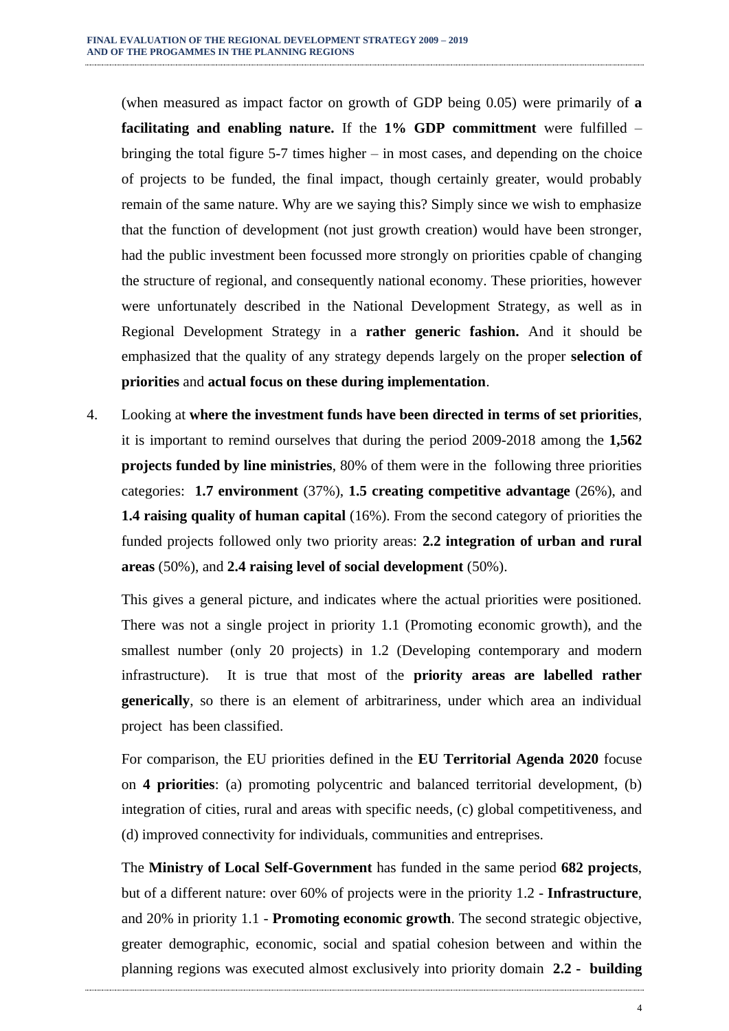(when measured as impact factor on growth of GDP being 0.05) were primarily of **a facilitating and enabling nature.** If the **1% GDP committment** were fulfilled – bringing the total figure 5-7 times higher – in most cases, and depending on the choice of projects to be funded, the final impact, though certainly greater, would probably remain of the same nature. Why are we saying this? Simply since we wish to emphasize that the function of development (not just growth creation) would have been stronger, had the public investment been focussed more strongly on priorities cpable of changing the structure of regional, and consequently national economy. These priorities, however were unfortunately described in the National Development Strategy, as well as in Regional Development Strategy in a **rather generic fashion.** And it should be emphasized that the quality of any strategy depends largely on the proper **selection of priorities** and **actual focus on these during implementation**.

4. Looking at **where the investment funds have been directed in terms of set priorities**, it is important to remind ourselves that during the period 2009-2018 among the **1,562 projects funded by line ministries**, 80% of them were in the following three priorities categories: **1.7 environment** (37%), **1.5 creating competitive advantage** (26%), and **1.4 raising quality of human capital** (16%). From the second category of priorities the funded projects followed only two priority areas: **2.2 integration of urban and rural areas** (50%), and **2.4 raising level of social development** (50%).

   This gives a general picture, and indicates where the actual priorities were positioned. There was not a single project in priority 1.1 (Promoting economic growth), and the smallest number (only 20 projects) in 1.2 (Developing contemporary and modern infrastructure). It is true that most of the **priority areas are labelled rather generically**, so there is an element of arbitrariness, under which area an individual project has been classified.

   For comparison, the EU priorities defined in the **EU Territorial Agenda 2020** focuse on **4 priorities**: (a) promoting polycentric and balanced territorial development, (b) integration of cities, rural and areas with specific needs, (c) global competitiveness, and (d) improved connectivity for individuals, communities and entreprises.

   The **Ministry of Local Self-Government** has funded in the same period **682 projects**, but of a different nature: over 60% of projects were in the priority 1.2 - **Infrastructure**, and 20% in priority 1.1 - **Promoting economic growth**. The second strategic objective, greater demographic, economic, social and spatial cohesion between and within the planning regions was executed almost exclusively into priority domain **2.2 - building**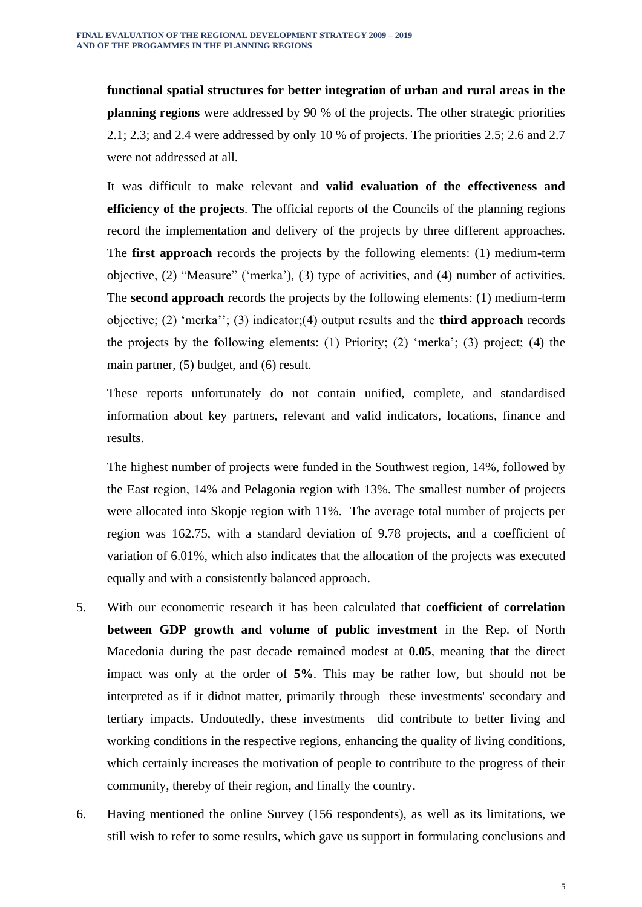**functional spatial structures for better integration of urban and rural areas in the planning regions** were addressed by 90 % of the projects. The other strategic priorities 2.1; 2.3; and 2.4 were addressed by only 10 % of projects. The priorities 2.5; 2.6 and 2.7 were not addressed at all.

It was difficult to make relevant and **valid evaluation of the effectiveness and efficiency of the projects**. The official reports of the Councils of the planning regions record the implementation and delivery of the projects by three different approaches. The **first approach** records the projects by the following elements: (1) medium-term objective, (2) "Measure" ('merka'), (3) type of activities, and (4) number of activities. The **second approach** records the projects by the following elements: (1) medium-term objective; (2) 'merka''; (3) indicator;(4) output results and the **third approach** records the projects by the following elements: (1) Priority; (2) 'merka'; (3) project; (4) the main partner, (5) budget, and (6) result.

These reports unfortunately do not contain unified, complete, and standardised information about key partners, relevant and valid indicators, locations, finance and results.

The highest number of projects were funded in the Southwest region, 14%, followed by the East region, 14% and Pelagonia region with 13%. The smallest number of projects were allocated into Skopje region with 11%. The average total number of projects per region was 162.75, with a standard deviation of 9.78 projects, and a coefficient of variation of 6.01%, which also indicates that the allocation of the projects was executed equally and with a consistently balanced approach.

5. With our econometric research it has been calculated that **coefficient of correlation between GDP growth and volume of public investment** in the Rep. of North Macedonia during the past decade remained modest at **0.05**, meaning that the direct impact was only at the order of **5%**. This may be rather low, but should not be interpreted as if it didnot matter, primarily through these investments' secondary and tertiary impacts. Undoutedly, these investments did contribute to better living and working conditions in the respective regions, enhancing the quality of living conditions, which certainly increases the motivation of people to contribute to the progress of their community, thereby of their region, and finally the country.

6. Having mentioned the online Survey (156 respondents), as well as its limitations, we still wish to refer to some results, which gave us support in formulating conclusions and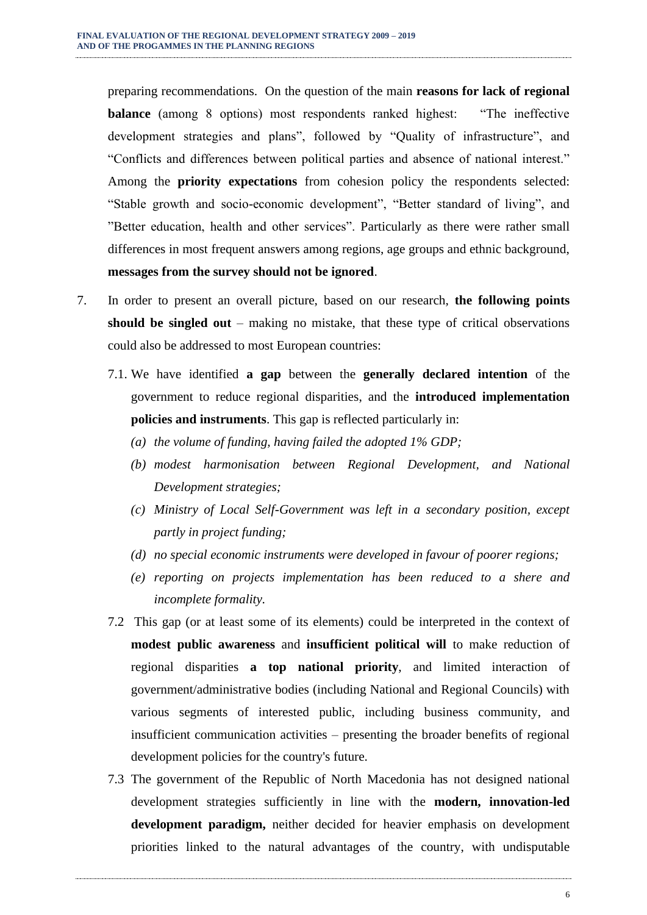preparing recommendations. On the question of the main **reasons for lack of regional balance** (among 8 options) most respondents ranked highest: "The ineffective development strategies and plans", followed by "Quality of infrastructure", and "Conflicts and differences between political parties and absence of national interest." Among the **priority expectations** from cohesion policy the respondents selected: "Stable growth and socio-economic development", "Better standard of living", and "Better education, health and other services". Particularly as there were rather small differences in most frequent answers among regions, age groups and ethnic background, **messages from the survey should not be ignored**.

7. In order to present an overall picture, based on our research, **the following points should be singled out** – making no mistake, that these type of critical observations could also be addressed to most European countries:

   7.1. We have identified **a gap** between the **generally declared intention** of the government to reduce regional disparities, and the **introduced implementation policies and instruments**. This gap is reflected particularly in:

   *(a) the volume of funding, having failed the adopted 1% GDP;*

   *(b) modest harmonisation between Regional Development, and National Development strategies;*

   *(c) Ministry of Local Self-Government was left in a secondary position, except partly in project funding;*

   *(d) no special economic instruments were developed in favour of poorer regions;*

   *(e) reporting on projects implementation has been reduced to a shere and incomplete formality.*

   7.2 This gap (or at least some of its elements) could be interpreted in the context of **modest public awareness** and **insufficient political will** to make reduction of regional disparities **a top national priority**, and limited interaction of government/administrative bodies (including National and Regional Councils) with various segments of interested public, including business community, and insufficient communication activities – presenting the broader benefits of regional development policies for the country's future.

   7.3 The government of the Republic of North Macedonia has not designed national development strategies sufficiently in line with the **modern, innovation-led development paradigm,** neither decided for heavier emphasis on development priorities linked to the natural advantages of the country, with undisputable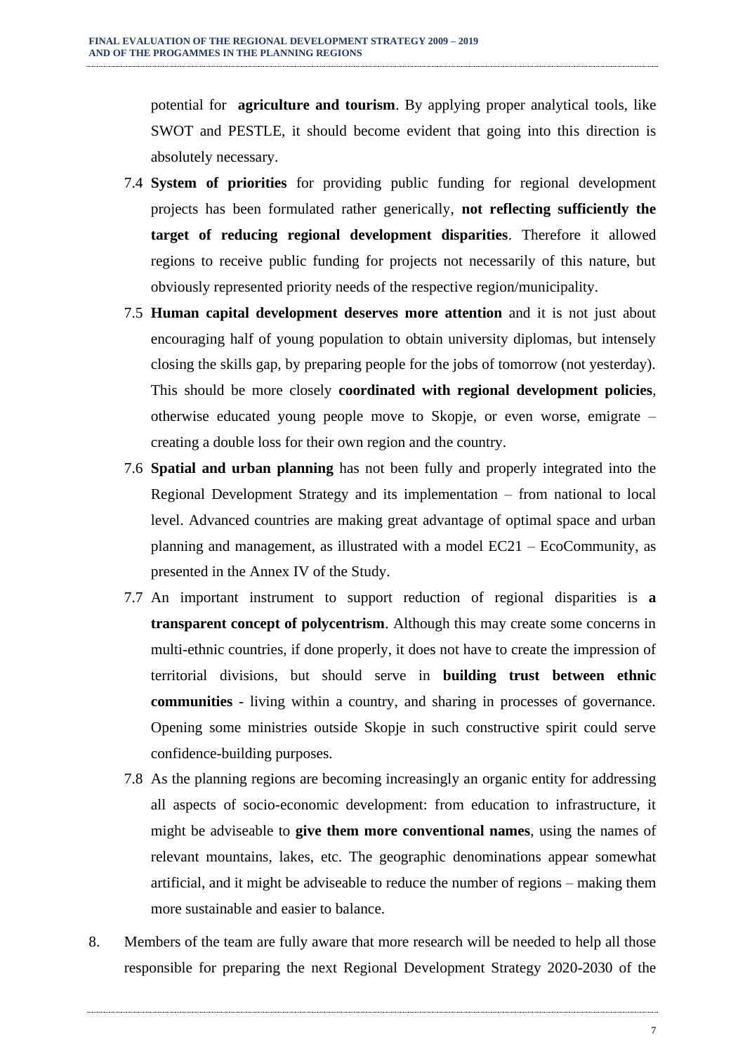potential for **agriculture and tourism**. By applying proper analytical tools, like SWOT and PESTLE, it should become evident that going into this direction is absolutely necessary.

7.4 **System of priorities** for providing public funding for regional development projects has been formulated rather generically, **not reflecting sufficiently the target of reducing regional development disparities**. Therefore it allowed regions to receive public funding for projects not necessarily of this nature, but obviously represented priority needs of the respective region/municipality.

7.5 **Human capital development deserves more attention** and it is not just about encouraging half of young population to obtain university diplomas, but intensely closing the skills gap, by preparing people for the jobs of tomorrow (not yesterday). This should be more closely **coordinated with regional development policies**, otherwise educated young people move to Skopje, or even worse, emigrate – creating a double loss for their own region and the country.

7.6 **Spatial and urban planning** has not been fully and properly integrated into the Regional Development Strategy and its implementation – from national to local level. Advanced countries are making great advantage of optimal space and urban planning and management, as illustrated with a model EC21 – EcoCommunity, as presented in the Annex IV of the Study.

7.7 An important instrument to support reduction of regional disparities is **a transparent concept of polycentrism**. Although this may create some concerns in multi-ethnic countries, if done properly, it does not have to create the impression of territorial divisions, but should serve in **building trust between ethnic communities** - living within a country, and sharing in processes of governance. Opening some ministries outside Skopje in such constructive spirit could serve confidence-building purposes.

7.8 As the planning regions are becoming increasingly an organic entity for addressing all aspects of socio-economic development: from education to infrastructure, it might be adviseable to **give them more conventional names**, using the names of relevant mountains, lakes, etc. The geographic denominations appear somewhat artificial, and it might be adviseable to reduce the number of regions – making them more sustainable and easier to balance.

8. Members of the team are fully aware that more research will be needed to help all those responsible for preparing the next Regional Development Strategy 2020-2030 of the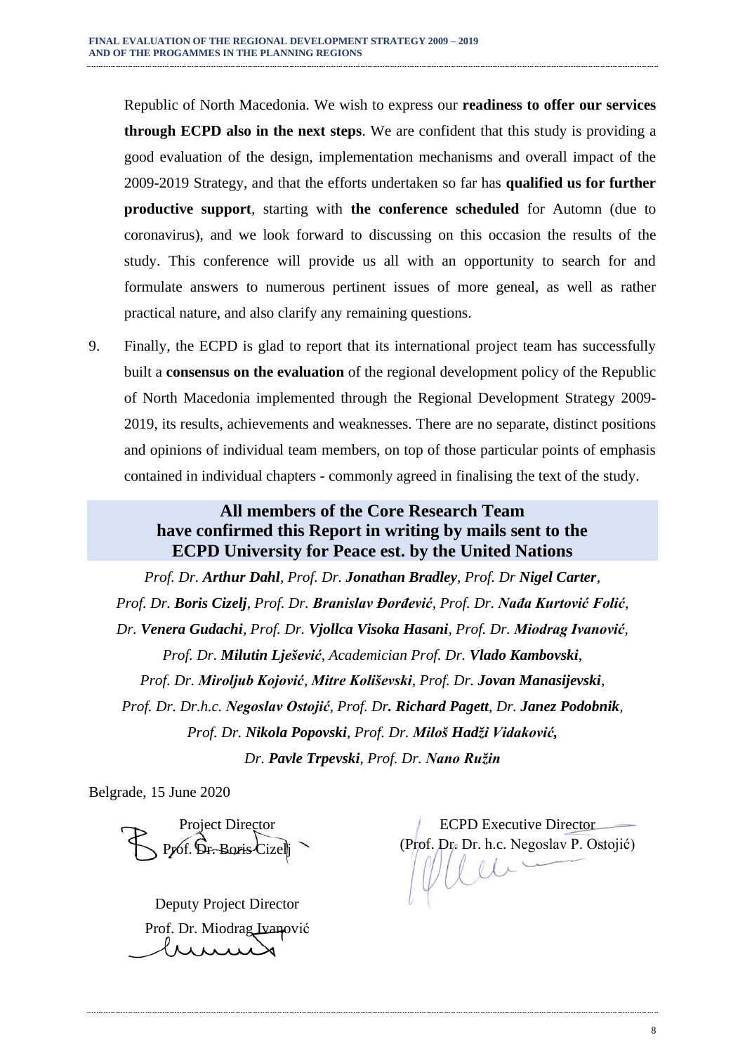Republic of North Macedonia. We wish to express our **readiness to offer our services through ECPD also in the next steps**. We are confident that this study is providing a good evaluation of the design, implementation mechanisms and overall impact of the 2009-2019 Strategy, and that the efforts undertaken so far has **qualified us for further productive support**, starting with **the conference scheduled** for Automn (due to coronavirus), and we look forward to discussing on this occasion the results of the study. This conference will provide us all with an opportunity to search for and formulate answers to numerous pertinent issues of more geneal, as well as rather practical nature, and also clarify any remaining questions.

9. Finally, the ECPD is glad to report that its international project team has successfully built a **consensus on the evaluation** of the regional development policy of the Republic of North Macedonia implemented through the Regional Development Strategy 2009-2019, its results, achievements and weaknesses. There are no separate, distinct positions and opinions of individual team members, on top of those particular points of emphasis contained in individual chapters - commonly agreed in finalising the text of the study.

**All members of the Core Research Team have confirmed this Report in writing by mails sent to the ECPD University for Peace est. by the United Nations**

*Prof. Dr.* ***Arthur Dahl****, Prof. Dr.* ***Jonathan Bradley****, Prof. Dr* ***Nigel Carter****, Prof. Dr.* ***Boris Cizelj****, Prof. Dr.* ***Branislav Đorđević****, Prof. Dr.* ***Nađa Kurtović Folić****, Dr.* ***Venera Gudachi****, Prof. Dr.* ***Vjollca Visoka Hasani****, Prof. Dr.* ***Miodrag Ivanović****, Prof. Dr.* ***Milutin Lješević****, Academician Prof. Dr.* ***Vlado Kambovski****, Prof. Dr.* ***Miroljub Kojović****,* ***Mitre Koliševski****, Prof. Dr.* ***Jovan Manasijevski****, Prof. Dr. Dr.h.c.* ***Negoslav Ostojić****, Prof. Dr****. Richard Pagett****, Dr.* ***Janez Podobnik****, Prof. Dr.* ***Nikola Popovski****, Prof. Dr.* ***Miloš Hadži Vidaković,*** *Dr.* ***Pavle Trpevski****, Prof. Dr.* ***Nano Ružin***

Belgrade, 15 June 2020

Project Director
Prof. Dr. Boris Cizelj

ECPD Executive Director
(Prof. Dr. Dr. h.c. Negoslav P. Ostojić)

Deputy Project Director
Prof. Dr. Miodrag Ivanović